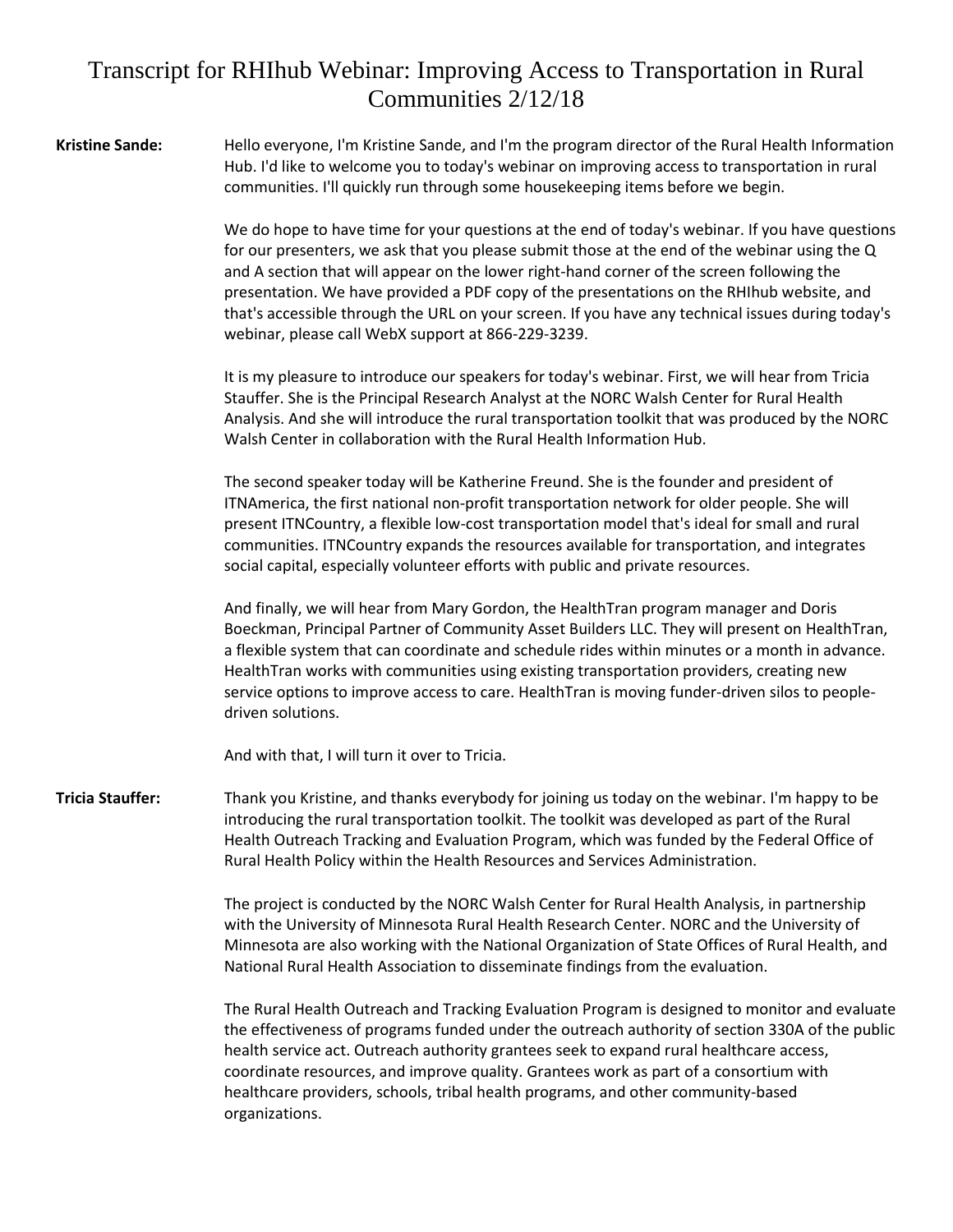# Transcript for RHIhub Webinar: Improving Access to Transportation in Rural Communities 2/12/18

**Kristine Sande:** Hello everyone, I'm Kristine Sande, and I'm the program director of the Rural Health Information Hub. I'd like to welcome you to today's webinar on improving access to transportation in rural communities. I'll quickly run through some housekeeping items before we begin.

We do hope to have time for your questions at the end of today's webinar. If you have questions for our presenters, we ask that you please submit those at the end of the webinar using the Q and A section that will appear on the lower right-hand corner of the screen following the presentation. We have provided a PDF copy of the presentations on the RHIhub website, and that's accessible through the URL on your screen. If you have any technical issues during today's webinar, please call WebX support at 866-229-3239.

It is my pleasure to introduce our speakers for today's webinar. First, we will hear from Tricia Stauffer. She is the Principal Research Analyst at the NORC Walsh Center for Rural Health Analysis. And she will introduce the rural transportation toolkit that was produced by the NORC Walsh Center in collaboration with the Rural Health Information Hub.

The second speaker today will be Katherine Freund. She is the founder and president of ITNAmerica, the first national non-profit transportation network for older people. She will present ITNCountry, a flexible low-cost transportation model that's ideal for small and rural communities. ITNCountry expands the resources available for transportation, and integrates social capital, especially volunteer efforts with public and private resources.

And finally, we will hear from Mary Gordon, the HealthTran program manager and Doris Boeckman, Principal Partner of Community Asset Builders LLC. They will present on HealthTran, a flexible system that can coordinate and schedule rides within minutes or a month in advance. HealthTran works with communities using existing transportation providers, creating new service options to improve access to care. HealthTran is moving funder-driven silos to people-driven solutions.

And with that, I will turn it over to Tricia.

**Tricia Stauffer:** Thank you Kristine, and thanks everybody for joining us today on the webinar. I'm happy to be introducing the rural transportation toolkit. The toolkit was developed as part of the Rural Health Outreach Tracking and Evaluation Program, which was funded by the Federal Office of Rural Health Policy within the Health Resources and Services Administration.

The project is conducted by the NORC Walsh Center for Rural Health Analysis, in partnership with the University of Minnesota Rural Health Research Center. NORC and the University of Minnesota are also working with the National Organization of State Offices of Rural Health, and National Rural Health Association to disseminate findings from the evaluation.

The Rural Health Outreach and Tracking Evaluation Program is designed to monitor and evaluate the effectiveness of programs funded under the outreach authority of section 330A of the public health service act. Outreach authority grantees seek to expand rural healthcare access, coordinate resources, and improve quality. Grantees work as part of a consortium with healthcare providers, schools, tribal health programs, and other community-based organizations.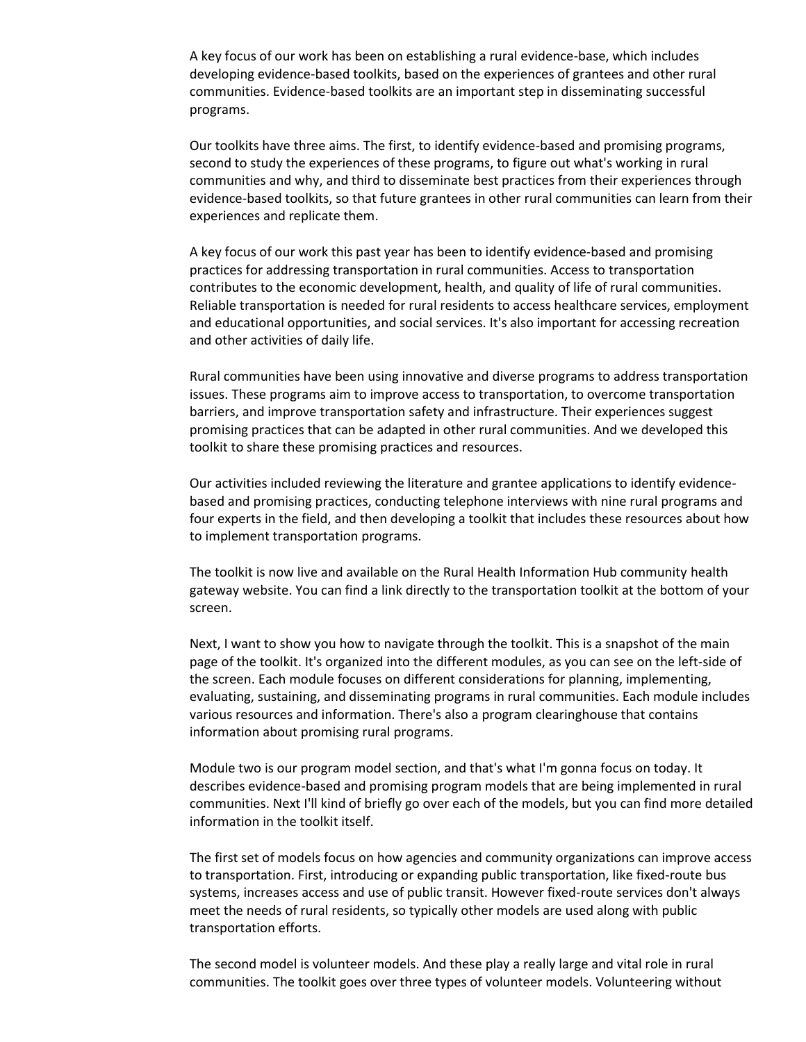A key focus of our work has been on establishing a rural evidence-base, which includes developing evidence-based toolkits, based on the experiences of grantees and other rural communities. Evidence-based toolkits are an important step in disseminating successful programs.

Our toolkits have three aims. The first, to identify evidence-based and promising programs, second to study the experiences of these programs, to figure out what's working in rural communities and why, and third to disseminate best practices from their experiences through evidence-based toolkits, so that future grantees in other rural communities can learn from their experiences and replicate them.

A key focus of our work this past year has been to identify evidence-based and promising practices for addressing transportation in rural communities. Access to transportation contributes to the economic development, health, and quality of life of rural communities. Reliable transportation is needed for rural residents to access healthcare services, employment and educational opportunities, and social services. It's also important for accessing recreation and other activities of daily life.

Rural communities have been using innovative and diverse programs to address transportation issues. These programs aim to improve access to transportation, to overcome transportation barriers, and improve transportation safety and infrastructure. Their experiences suggest promising practices that can be adapted in other rural communities. And we developed this toolkit to share these promising practices and resources.

Our activities included reviewing the literature and grantee applications to identify evidence-based and promising practices, conducting telephone interviews with nine rural programs and four experts in the field, and then developing a toolkit that includes these resources about how to implement transportation programs.

The toolkit is now live and available on the Rural Health Information Hub community health gateway website. You can find a link directly to the transportation toolkit at the bottom of your screen.

Next, I want to show you how to navigate through the toolkit. This is a snapshot of the main page of the toolkit. It's organized into the different modules, as you can see on the left-side of the screen. Each module focuses on different considerations for planning, implementing, evaluating, sustaining, and disseminating programs in rural communities. Each module includes various resources and information. There's also a program clearinghouse that contains information about promising rural programs.

Module two is our program model section, and that's what I'm gonna focus on today. It describes evidence-based and promising program models that are being implemented in rural communities. Next I'll kind of briefly go over each of the models, but you can find more detailed information in the toolkit itself.

The first set of models focus on how agencies and community organizations can improve access to transportation. First, introducing or expanding public transportation, like fixed-route bus systems, increases access and use of public transit. However fixed-route services don't always meet the needs of rural residents, so typically other models are used along with public transportation efforts.

The second model is volunteer models. And these play a really large and vital role in rural communities. The toolkit goes over three types of volunteer models. Volunteering without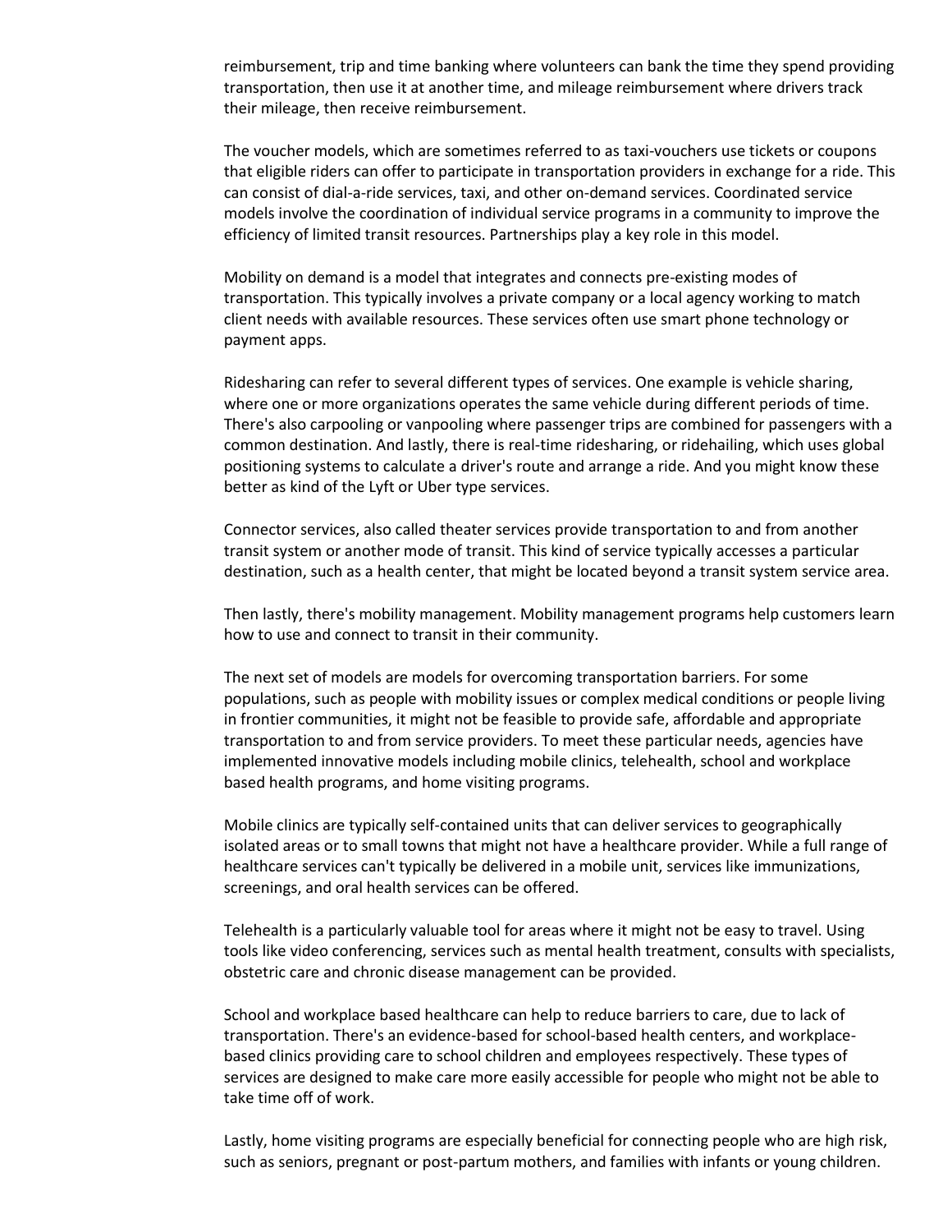reimbursement, trip and time banking where volunteers can bank the time they spend providing transportation, then use it at another time, and mileage reimbursement where drivers track their mileage, then receive reimbursement.

The voucher models, which are sometimes referred to as taxi-vouchers use tickets or coupons that eligible riders can offer to participate in transportation providers in exchange for a ride. This can consist of dial-a-ride services, taxi, and other on-demand services. Coordinated service models involve the coordination of individual service programs in a community to improve the efficiency of limited transit resources. Partnerships play a key role in this model.

Mobility on demand is a model that integrates and connects pre-existing modes of transportation. This typically involves a private company or a local agency working to match client needs with available resources. These services often use smart phone technology or payment apps.

Ridesharing can refer to several different types of services. One example is vehicle sharing, where one or more organizations operates the same vehicle during different periods of time. There's also carpooling or vanpooling where passenger trips are combined for passengers with a common destination. And lastly, there is real-time ridesharing, or ridehailing, which uses global positioning systems to calculate a driver's route and arrange a ride. And you might know these better as kind of the Lyft or Uber type services.

Connector services, also called theater services provide transportation to and from another transit system or another mode of transit. This kind of service typically accesses a particular destination, such as a health center, that might be located beyond a transit system service area.

Then lastly, there's mobility management. Mobility management programs help customers learn how to use and connect to transit in their community.

The next set of models are models for overcoming transportation barriers. For some populations, such as people with mobility issues or complex medical conditions or people living in frontier communities, it might not be feasible to provide safe, affordable and appropriate transportation to and from service providers. To meet these particular needs, agencies have implemented innovative models including mobile clinics, telehealth, school and workplace based health programs, and home visiting programs.

Mobile clinics are typically self-contained units that can deliver services to geographically isolated areas or to small towns that might not have a healthcare provider. While a full range of healthcare services can't typically be delivered in a mobile unit, services like immunizations, screenings, and oral health services can be offered.

Telehealth is a particularly valuable tool for areas where it might not be easy to travel. Using tools like video conferencing, services such as mental health treatment, consults with specialists, obstetric care and chronic disease management can be provided.

School and workplace based healthcare can help to reduce barriers to care, due to lack of transportation. There's an evidence-based for school-based health centers, and workplace-based clinics providing care to school children and employees respectively. These types of services are designed to make care more easily accessible for people who might not be able to take time off of work.

Lastly, home visiting programs are especially beneficial for connecting people who are high risk, such as seniors, pregnant or post-partum mothers, and families with infants or young children.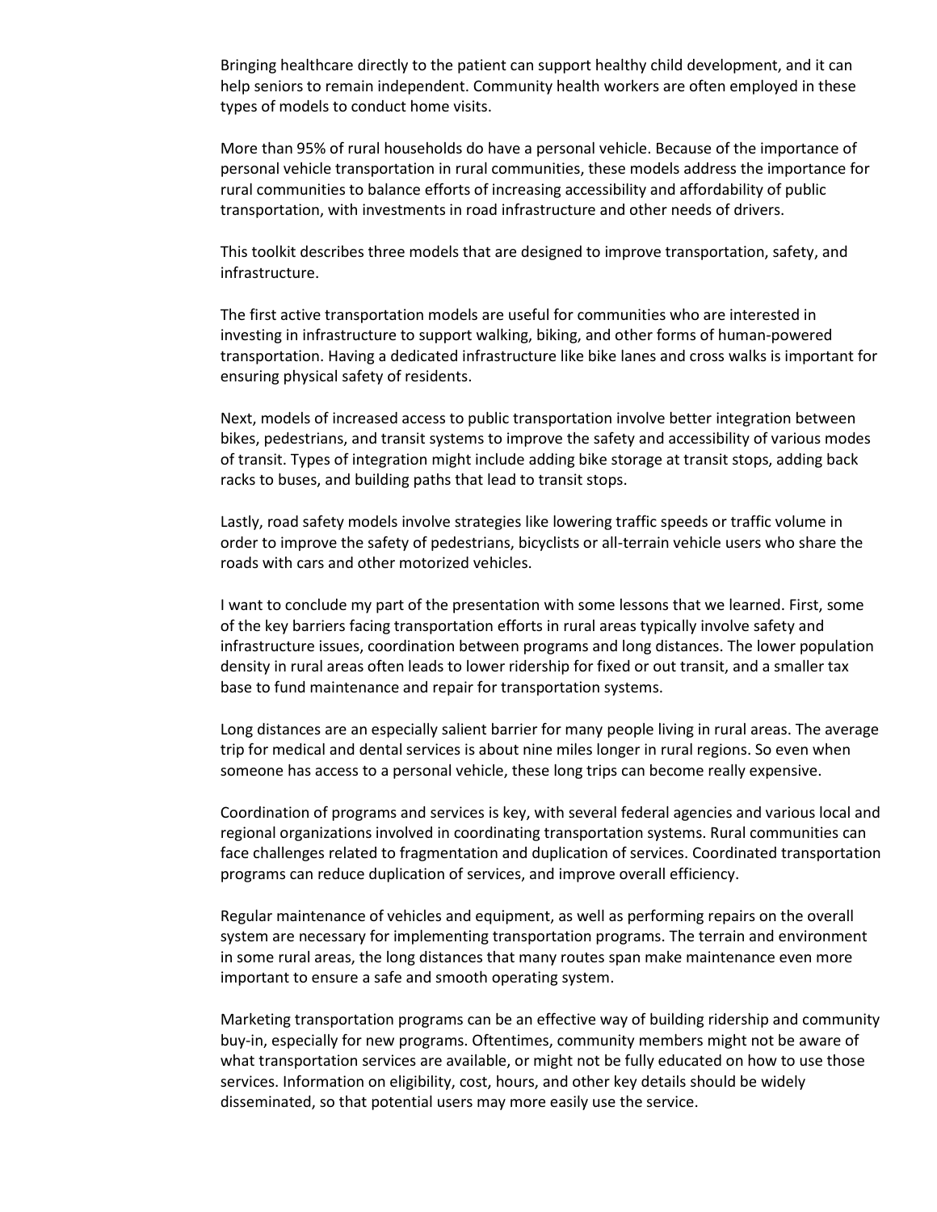Bringing healthcare directly to the patient can support healthy child development, and it can help seniors to remain independent. Community health workers are often employed in these types of models to conduct home visits.

More than 95% of rural households do have a personal vehicle. Because of the importance of personal vehicle transportation in rural communities, these models address the importance for rural communities to balance efforts of increasing accessibility and affordability of public transportation, with investments in road infrastructure and other needs of drivers.

This toolkit describes three models that are designed to improve transportation, safety, and infrastructure.

The first active transportation models are useful for communities who are interested in investing in infrastructure to support walking, biking, and other forms of human-powered transportation. Having a dedicated infrastructure like bike lanes and cross walks is important for ensuring physical safety of residents.

Next, models of increased access to public transportation involve better integration between bikes, pedestrians, and transit systems to improve the safety and accessibility of various modes of transit. Types of integration might include adding bike storage at transit stops, adding back racks to buses, and building paths that lead to transit stops.

Lastly, road safety models involve strategies like lowering traffic speeds or traffic volume in order to improve the safety of pedestrians, bicyclists or all-terrain vehicle users who share the roads with cars and other motorized vehicles.

I want to conclude my part of the presentation with some lessons that we learned. First, some of the key barriers facing transportation efforts in rural areas typically involve safety and infrastructure issues, coordination between programs and long distances. The lower population density in rural areas often leads to lower ridership for fixed or out transit, and a smaller tax base to fund maintenance and repair for transportation systems.

Long distances are an especially salient barrier for many people living in rural areas. The average trip for medical and dental services is about nine miles longer in rural regions. So even when someone has access to a personal vehicle, these long trips can become really expensive.

Coordination of programs and services is key, with several federal agencies and various local and regional organizations involved in coordinating transportation systems. Rural communities can face challenges related to fragmentation and duplication of services. Coordinated transportation programs can reduce duplication of services, and improve overall efficiency.

Regular maintenance of vehicles and equipment, as well as performing repairs on the overall system are necessary for implementing transportation programs. The terrain and environment in some rural areas, the long distances that many routes span make maintenance even more important to ensure a safe and smooth operating system.

Marketing transportation programs can be an effective way of building ridership and community buy-in, especially for new programs. Oftentimes, community members might not be aware of what transportation services are available, or might not be fully educated on how to use those services. Information on eligibility, cost, hours, and other key details should be widely disseminated, so that potential users may more easily use the service.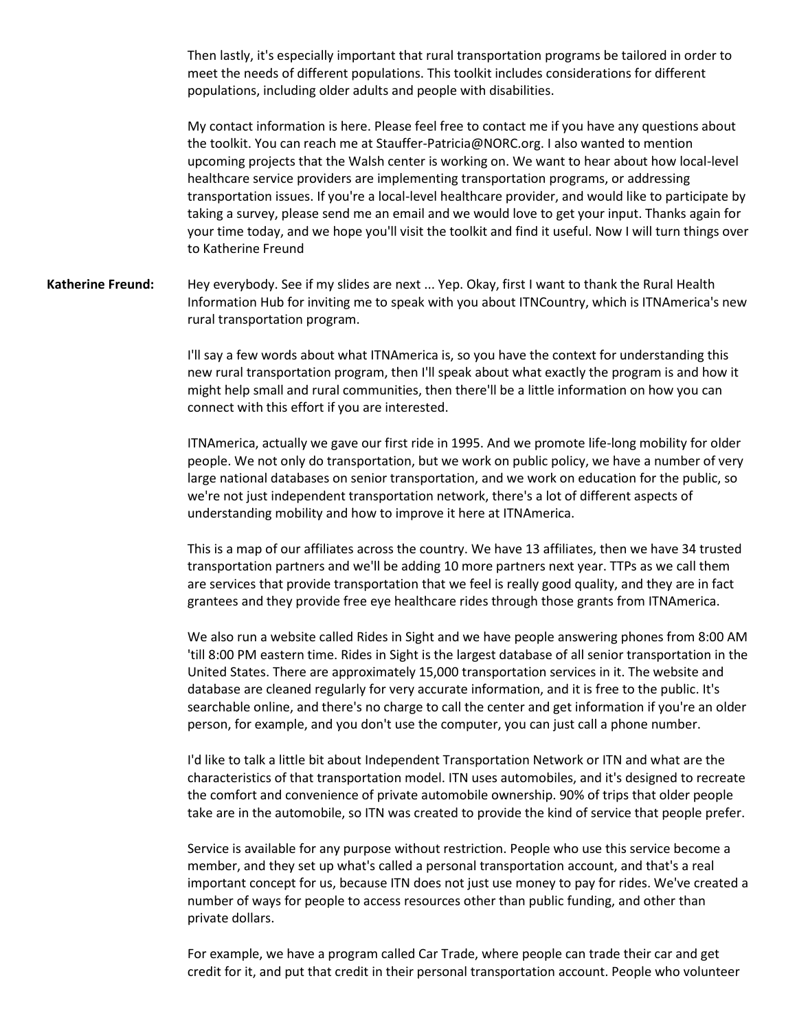Then lastly, it's especially important that rural transportation programs be tailored in order to meet the needs of different populations. This toolkit includes considerations for different populations, including older adults and people with disabilities.

My contact information is here. Please feel free to contact me if you have any questions about the toolkit. You can reach me at Stauffer-Patricia@NORC.org. I also wanted to mention upcoming projects that the Walsh center is working on. We want to hear about how local-level healthcare service providers are implementing transportation programs, or addressing transportation issues. If you're a local-level healthcare provider, and would like to participate by taking a survey, please send me an email and we would love to get your input. Thanks again for your time today, and we hope you'll visit the toolkit and find it useful. Now I will turn things over to Katherine Freund

**Katherine Freund:** Hey everybody. See if my slides are next ... Yep. Okay, first I want to thank the Rural Health Information Hub for inviting me to speak with you about ITNCountry, which is ITNAmerica's new rural transportation program.

I'll say a few words about what ITNAmerica is, so you have the context for understanding this new rural transportation program, then I'll speak about what exactly the program is and how it might help small and rural communities, then there'll be a little information on how you can connect with this effort if you are interested.

ITNAmerica, actually we gave our first ride in 1995. And we promote life-long mobility for older people. We not only do transportation, but we work on public policy, we have a number of very large national databases on senior transportation, and we work on education for the public, so we're not just independent transportation network, there's a lot of different aspects of understanding mobility and how to improve it here at ITNAmerica.

This is a map of our affiliates across the country. We have 13 affiliates, then we have 34 trusted transportation partners and we'll be adding 10 more partners next year. TTPs as we call them are services that provide transportation that we feel is really good quality, and they are in fact grantees and they provide free eye healthcare rides through those grants from ITNAmerica.

We also run a website called Rides in Sight and we have people answering phones from 8:00 AM 'till 8:00 PM eastern time. Rides in Sight is the largest database of all senior transportation in the United States. There are approximately 15,000 transportation services in it. The website and database are cleaned regularly for very accurate information, and it is free to the public. It's searchable online, and there's no charge to call the center and get information if you're an older person, for example, and you don't use the computer, you can just call a phone number.

I'd like to talk a little bit about Independent Transportation Network or ITN and what are the characteristics of that transportation model. ITN uses automobiles, and it's designed to recreate the comfort and convenience of private automobile ownership. 90% of trips that older people take are in the automobile, so ITN was created to provide the kind of service that people prefer.

Service is available for any purpose without restriction. People who use this service become a member, and they set up what's called a personal transportation account, and that's a real important concept for us, because ITN does not just use money to pay for rides. We've created a number of ways for people to access resources other than public funding, and other than private dollars.

For example, we have a program called Car Trade, where people can trade their car and get credit for it, and put that credit in their personal transportation account. People who volunteer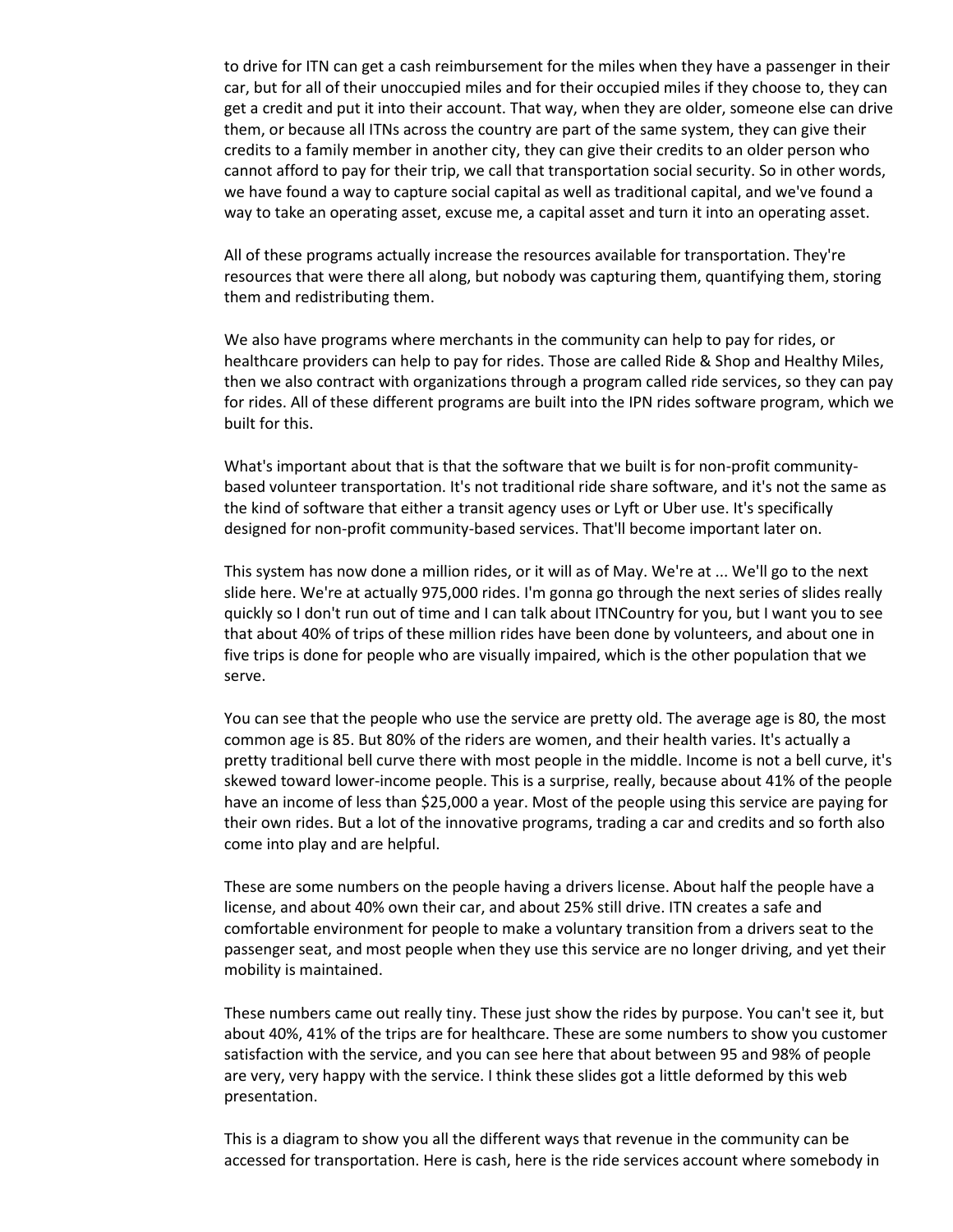to drive for ITN can get a cash reimbursement for the miles when they have a passenger in their car, but for all of their unoccupied miles and for their occupied miles if they choose to, they can get a credit and put it into their account. That way, when they are older, someone else can drive them, or because all ITNs across the country are part of the same system, they can give their credits to a family member in another city, they can give their credits to an older person who cannot afford to pay for their trip, we call that transportation social security. So in other words, we have found a way to capture social capital as well as traditional capital, and we've found a way to take an operating asset, excuse me, a capital asset and turn it into an operating asset.

All of these programs actually increase the resources available for transportation. They're resources that were there all along, but nobody was capturing them, quantifying them, storing them and redistributing them.

We also have programs where merchants in the community can help to pay for rides, or healthcare providers can help to pay for rides. Those are called Ride & Shop and Healthy Miles, then we also contract with organizations through a program called ride services, so they can pay for rides. All of these different programs are built into the IPN rides software program, which we built for this.

What's important about that is that the software that we built is for non-profit community-based volunteer transportation. It's not traditional ride share software, and it's not the same as the kind of software that either a transit agency uses or Lyft or Uber use. It's specifically designed for non-profit community-based services. That'll become important later on.

This system has now done a million rides, or it will as of May. We're at ... We'll go to the next slide here. We're at actually 975,000 rides. I'm gonna go through the next series of slides really quickly so I don't run out of time and I can talk about ITNCountry for you, but I want you to see that about 40% of trips of these million rides have been done by volunteers, and about one in five trips is done for people who are visually impaired, which is the other population that we serve.

You can see that the people who use the service are pretty old. The average age is 80, the most common age is 85. But 80% of the riders are women, and their health varies. It's actually a pretty traditional bell curve there with most people in the middle. Income is not a bell curve, it's skewed toward lower-income people. This is a surprise, really, because about 41% of the people have an income of less than $25,000 a year. Most of the people using this service are paying for their own rides. But a lot of the innovative programs, trading a car and credits and so forth also come into play and are helpful.

These are some numbers on the people having a drivers license. About half the people have a license, and about 40% own their car, and about 25% still drive. ITN creates a safe and comfortable environment for people to make a voluntary transition from a drivers seat to the passenger seat, and most people when they use this service are no longer driving, and yet their mobility is maintained.

These numbers came out really tiny. These just show the rides by purpose. You can't see it, but about 40%, 41% of the trips are for healthcare. These are some numbers to show you customer satisfaction with the service, and you can see here that about between 95 and 98% of people are very, very happy with the service. I think these slides got a little deformed by this web presentation.

This is a diagram to show you all the different ways that revenue in the community can be accessed for transportation. Here is cash, here is the ride services account where somebody in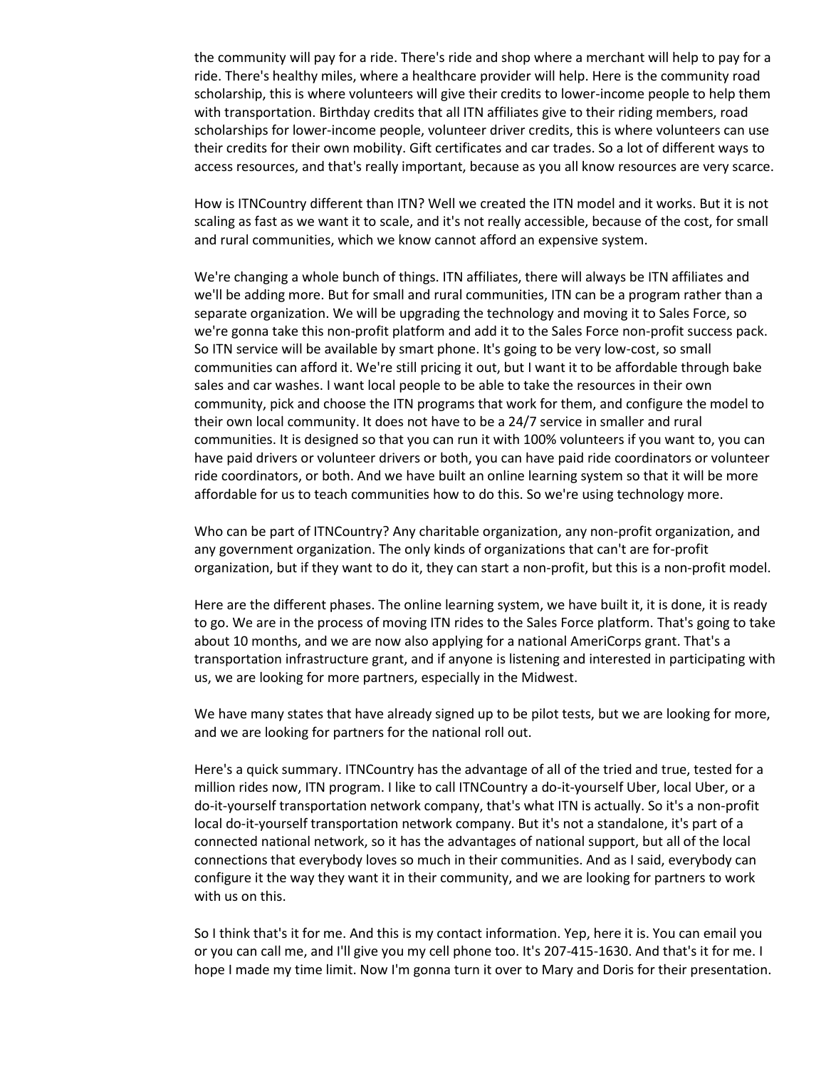the community will pay for a ride. There's ride and shop where a merchant will help to pay for a ride. There's healthy miles, where a healthcare provider will help. Here is the community road scholarship, this is where volunteers will give their credits to lower-income people to help them with transportation. Birthday credits that all ITN affiliates give to their riding members, road scholarships for lower-income people, volunteer driver credits, this is where volunteers can use their credits for their own mobility. Gift certificates and car trades. So a lot of different ways to access resources, and that's really important, because as you all know resources are very scarce.

How is ITNCountry different than ITN? Well we created the ITN model and it works. But it is not scaling as fast as we want it to scale, and it's not really accessible, because of the cost, for small and rural communities, which we know cannot afford an expensive system.

We're changing a whole bunch of things. ITN affiliates, there will always be ITN affiliates and we'll be adding more. But for small and rural communities, ITN can be a program rather than a separate organization. We will be upgrading the technology and moving it to Sales Force, so we're gonna take this non-profit platform and add it to the Sales Force non-profit success pack. So ITN service will be available by smart phone. It's going to be very low-cost, so small communities can afford it. We're still pricing it out, but I want it to be affordable through bake sales and car washes. I want local people to be able to take the resources in their own community, pick and choose the ITN programs that work for them, and configure the model to their own local community. It does not have to be a 24/7 service in smaller and rural communities. It is designed so that you can run it with 100% volunteers if you want to, you can have paid drivers or volunteer drivers or both, you can have paid ride coordinators or volunteer ride coordinators, or both. And we have built an online learning system so that it will be more affordable for us to teach communities how to do this. So we're using technology more.

Who can be part of ITNCountry? Any charitable organization, any non-profit organization, and any government organization. The only kinds of organizations that can't are for-profit organization, but if they want to do it, they can start a non-profit, but this is a non-profit model.

Here are the different phases. The online learning system, we have built it, it is done, it is ready to go. We are in the process of moving ITN rides to the Sales Force platform. That's going to take about 10 months, and we are now also applying for a national AmeriCorps grant. That's a transportation infrastructure grant, and if anyone is listening and interested in participating with us, we are looking for more partners, especially in the Midwest.

We have many states that have already signed up to be pilot tests, but we are looking for more, and we are looking for partners for the national roll out.

Here's a quick summary. ITNCountry has the advantage of all of the tried and true, tested for a million rides now, ITN program. I like to call ITNCountry a do-it-yourself Uber, local Uber, or a do-it-yourself transportation network company, that's what ITN is actually. So it's a non-profit local do-it-yourself transportation network company. But it's not a standalone, it's part of a connected national network, so it has the advantages of national support, but all of the local connections that everybody loves so much in their communities. And as I said, everybody can configure it the way they want it in their community, and we are looking for partners to work with us on this.

So I think that's it for me. And this is my contact information. Yep, here it is. You can email you or you can call me, and I'll give you my cell phone too. It's 207-415-1630. And that's it for me. I hope I made my time limit. Now I'm gonna turn it over to Mary and Doris for their presentation.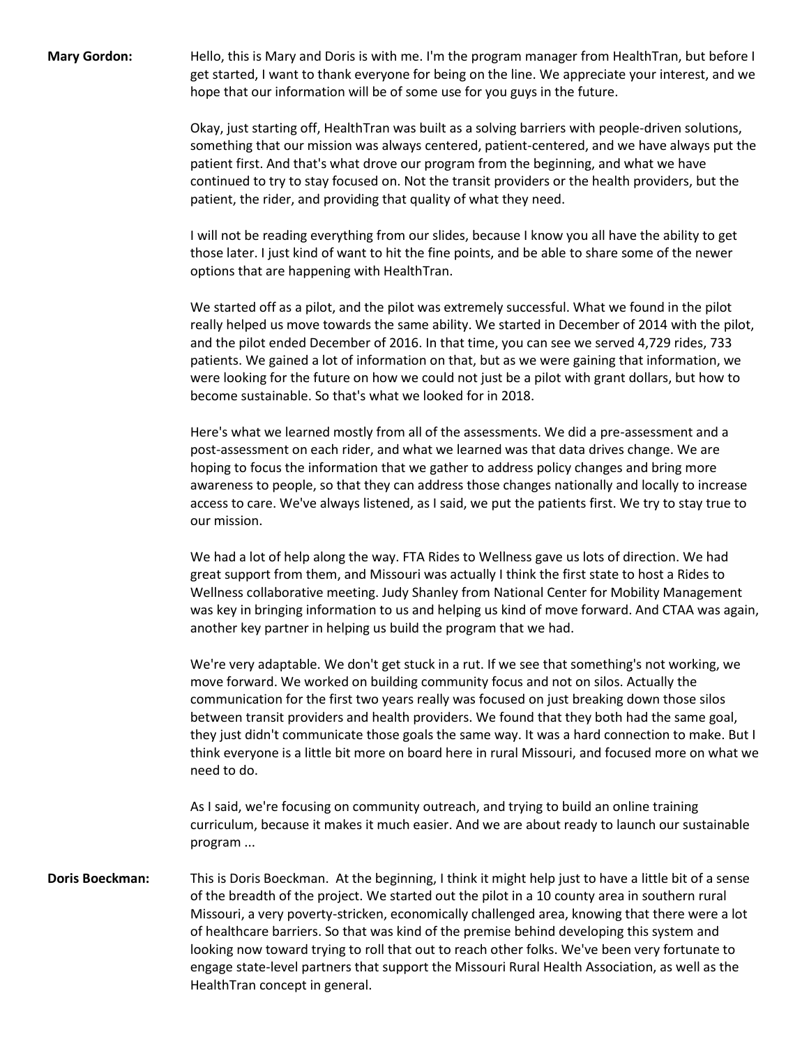**Mary Gordon:** Hello, this is Mary and Doris is with me. I'm the program manager from HealthTran, but before I get started, I want to thank everyone for being on the line. We appreciate your interest, and we hope that our information will be of some use for you guys in the future.

Okay, just starting off, HealthTran was built as a solving barriers with people-driven solutions, something that our mission was always centered, patient-centered, and we have always put the patient first. And that's what drove our program from the beginning, and what we have continued to try to stay focused on. Not the transit providers or the health providers, but the patient, the rider, and providing that quality of what they need.

I will not be reading everything from our slides, because I know you all have the ability to get those later. I just kind of want to hit the fine points, and be able to share some of the newer options that are happening with HealthTran.

We started off as a pilot, and the pilot was extremely successful. What we found in the pilot really helped us move towards the same ability. We started in December of 2014 with the pilot, and the pilot ended December of 2016. In that time, you can see we served 4,729 rides, 733 patients. We gained a lot of information on that, but as we were gaining that information, we were looking for the future on how we could not just be a pilot with grant dollars, but how to become sustainable. So that's what we looked for in 2018.

Here's what we learned mostly from all of the assessments. We did a pre-assessment and a post-assessment on each rider, and what we learned was that data drives change. We are hoping to focus the information that we gather to address policy changes and bring more awareness to people, so that they can address those changes nationally and locally to increase access to care. We've always listened, as I said, we put the patients first. We try to stay true to our mission.

We had a lot of help along the way. FTA Rides to Wellness gave us lots of direction. We had great support from them, and Missouri was actually I think the first state to host a Rides to Wellness collaborative meeting. Judy Shanley from National Center for Mobility Management was key in bringing information to us and helping us kind of move forward. And CTAA was again, another key partner in helping us build the program that we had.

We're very adaptable. We don't get stuck in a rut. If we see that something's not working, we move forward. We worked on building community focus and not on silos. Actually the communication for the first two years really was focused on just breaking down those silos between transit providers and health providers. We found that they both had the same goal, they just didn't communicate those goals the same way. It was a hard connection to make. But I think everyone is a little bit more on board here in rural Missouri, and focused more on what we need to do.

As I said, we're focusing on community outreach, and trying to build an online training curriculum, because it makes it much easier. And we are about ready to launch our sustainable program ...

**Doris Boeckman:** This is Doris Boeckman. At the beginning, I think it might help just to have a little bit of a sense of the breadth of the project. We started out the pilot in a 10 county area in southern rural Missouri, a very poverty-stricken, economically challenged area, knowing that there were a lot of healthcare barriers. So that was kind of the premise behind developing this system and looking now toward trying to roll that out to reach other folks. We've been very fortunate to engage state-level partners that support the Missouri Rural Health Association, as well as the HealthTran concept in general.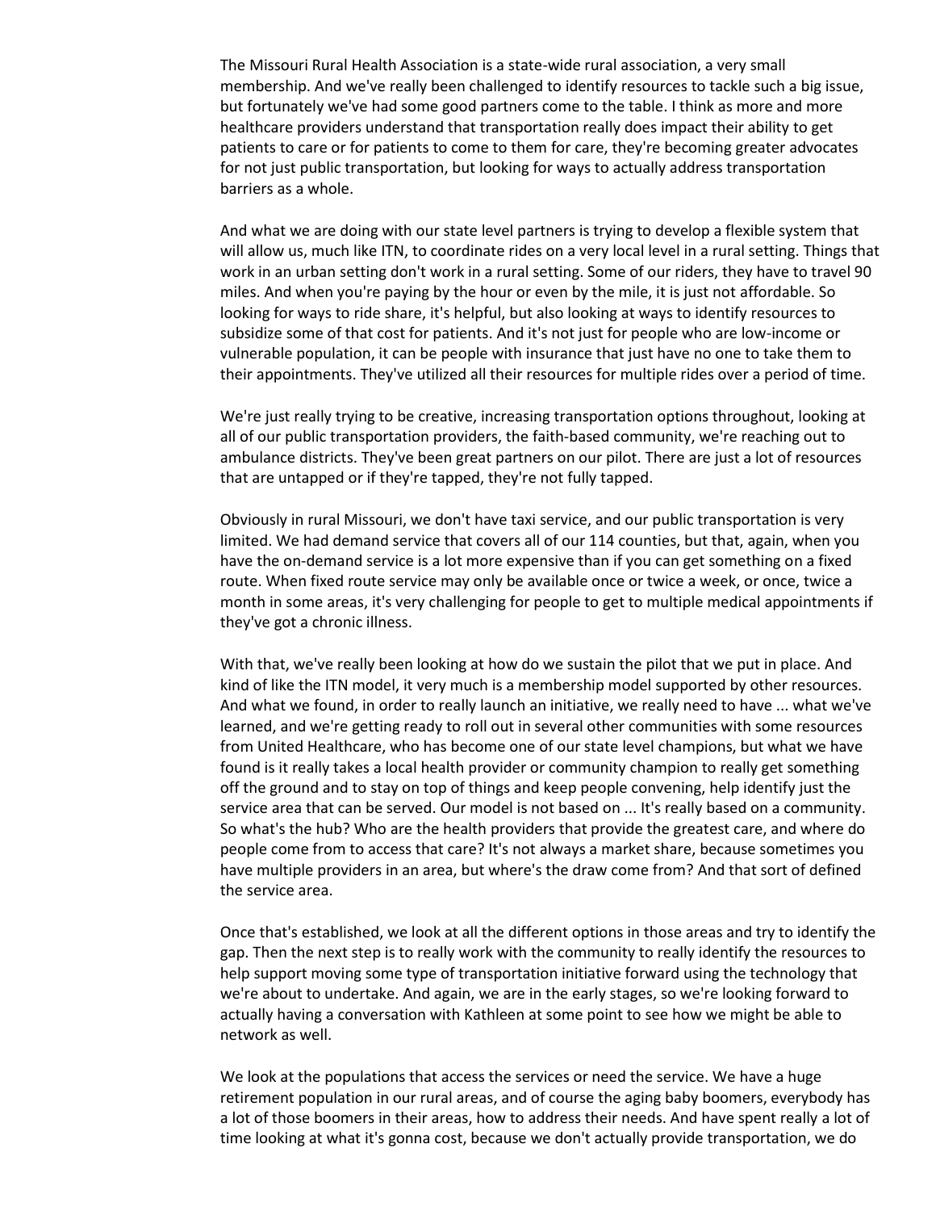The Missouri Rural Health Association is a state-wide rural association, a very small membership. And we've really been challenged to identify resources to tackle such a big issue, but fortunately we've had some good partners come to the table. I think as more and more healthcare providers understand that transportation really does impact their ability to get patients to care or for patients to come to them for care, they're becoming greater advocates for not just public transportation, but looking for ways to actually address transportation barriers as a whole.

And what we are doing with our state level partners is trying to develop a flexible system that will allow us, much like ITN, to coordinate rides on a very local level in a rural setting. Things that work in an urban setting don't work in a rural setting. Some of our riders, they have to travel 90 miles. And when you're paying by the hour or even by the mile, it is just not affordable. So looking for ways to ride share, it's helpful, but also looking at ways to identify resources to subsidize some of that cost for patients. And it's not just for people who are low-income or vulnerable population, it can be people with insurance that just have no one to take them to their appointments. They've utilized all their resources for multiple rides over a period of time.

We're just really trying to be creative, increasing transportation options throughout, looking at all of our public transportation providers, the faith-based community, we're reaching out to ambulance districts. They've been great partners on our pilot. There are just a lot of resources that are untapped or if they're tapped, they're not fully tapped.

Obviously in rural Missouri, we don't have taxi service, and our public transportation is very limited. We had demand service that covers all of our 114 counties, but that, again, when you have the on-demand service is a lot more expensive than if you can get something on a fixed route. When fixed route service may only be available once or twice a week, or once, twice a month in some areas, it's very challenging for people to get to multiple medical appointments if they've got a chronic illness.

With that, we've really been looking at how do we sustain the pilot that we put in place. And kind of like the ITN model, it very much is a membership model supported by other resources. And what we found, in order to really launch an initiative, we really need to have ... what we've learned, and we're getting ready to roll out in several other communities with some resources from United Healthcare, who has become one of our state level champions, but what we have found is it really takes a local health provider or community champion to really get something off the ground and to stay on top of things and keep people convening, help identify just the service area that can be served. Our model is not based on ... It's really based on a community. So what's the hub? Who are the health providers that provide the greatest care, and where do people come from to access that care? It's not always a market share, because sometimes you have multiple providers in an area, but where's the draw come from? And that sort of defined the service area.

Once that's established, we look at all the different options in those areas and try to identify the gap. Then the next step is to really work with the community to really identify the resources to help support moving some type of transportation initiative forward using the technology that we're about to undertake. And again, we are in the early stages, so we're looking forward to actually having a conversation with Kathleen at some point to see how we might be able to network as well.

We look at the populations that access the services or need the service. We have a huge retirement population in our rural areas, and of course the aging baby boomers, everybody has a lot of those boomers in their areas, how to address their needs. And have spent really a lot of time looking at what it's gonna cost, because we don't actually provide transportation, we do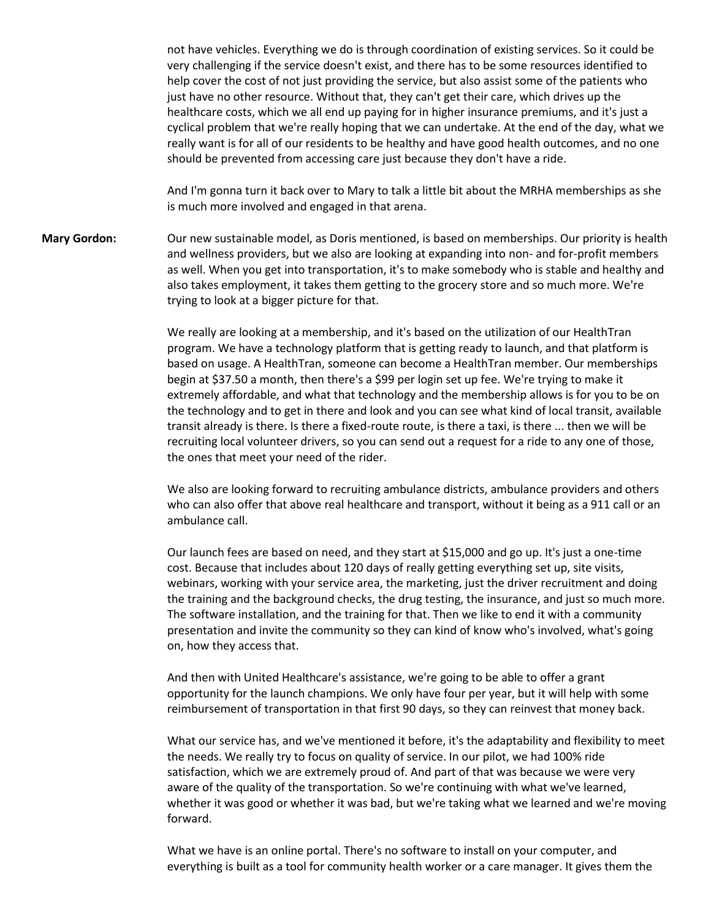not have vehicles. Everything we do is through coordination of existing services. So it could be very challenging if the service doesn't exist, and there has to be some resources identified to help cover the cost of not just providing the service, but also assist some of the patients who just have no other resource. Without that, they can't get their care, which drives up the healthcare costs, which we all end up paying for in higher insurance premiums, and it's just a cyclical problem that we're really hoping that we can undertake. At the end of the day, what we really want is for all of our residents to be healthy and have good health outcomes, and no one should be prevented from accessing care just because they don't have a ride.

And I'm gonna turn it back over to Mary to talk a little bit about the MRHA memberships as she is much more involved and engaged in that arena.

**Mary Gordon:** Our new sustainable model, as Doris mentioned, is based on memberships. Our priority is health and wellness providers, but we also are looking at expanding into non- and for-profit members as well. When you get into transportation, it's to make somebody who is stable and healthy and also takes employment, it takes them getting to the grocery store and so much more. We're trying to look at a bigger picture for that.

We really are looking at a membership, and it's based on the utilization of our HealthTran program. We have a technology platform that is getting ready to launch, and that platform is based on usage. A HealthTran, someone can become a HealthTran member. Our memberships begin at $37.50 a month, then there's a $99 per login set up fee. We're trying to make it extremely affordable, and what that technology and the membership allows is for you to be on the technology and to get in there and look and you can see what kind of local transit, available transit already is there. Is there a fixed-route route, is there a taxi, is there ... then we will be recruiting local volunteer drivers, so you can send out a request for a ride to any one of those, the ones that meet your need of the rider.

We also are looking forward to recruiting ambulance districts, ambulance providers and others who can also offer that above real healthcare and transport, without it being as a 911 call or an ambulance call.

Our launch fees are based on need, and they start at $15,000 and go up. It's just a one-time cost. Because that includes about 120 days of really getting everything set up, site visits, webinars, working with your service area, the marketing, just the driver recruitment and doing the training and the background checks, the drug testing, the insurance, and just so much more. The software installation, and the training for that. Then we like to end it with a community presentation and invite the community so they can kind of know who's involved, what's going on, how they access that.

And then with United Healthcare's assistance, we're going to be able to offer a grant opportunity for the launch champions. We only have four per year, but it will help with some reimbursement of transportation in that first 90 days, so they can reinvest that money back.

What our service has, and we've mentioned it before, it's the adaptability and flexibility to meet the needs. We really try to focus on quality of service. In our pilot, we had 100% ride satisfaction, which we are extremely proud of. And part of that was because we were very aware of the quality of the transportation. So we're continuing with what we've learned, whether it was good or whether it was bad, but we're taking what we learned and we're moving forward.

What we have is an online portal. There's no software to install on your computer, and everything is built as a tool for community health worker or a care manager. It gives them the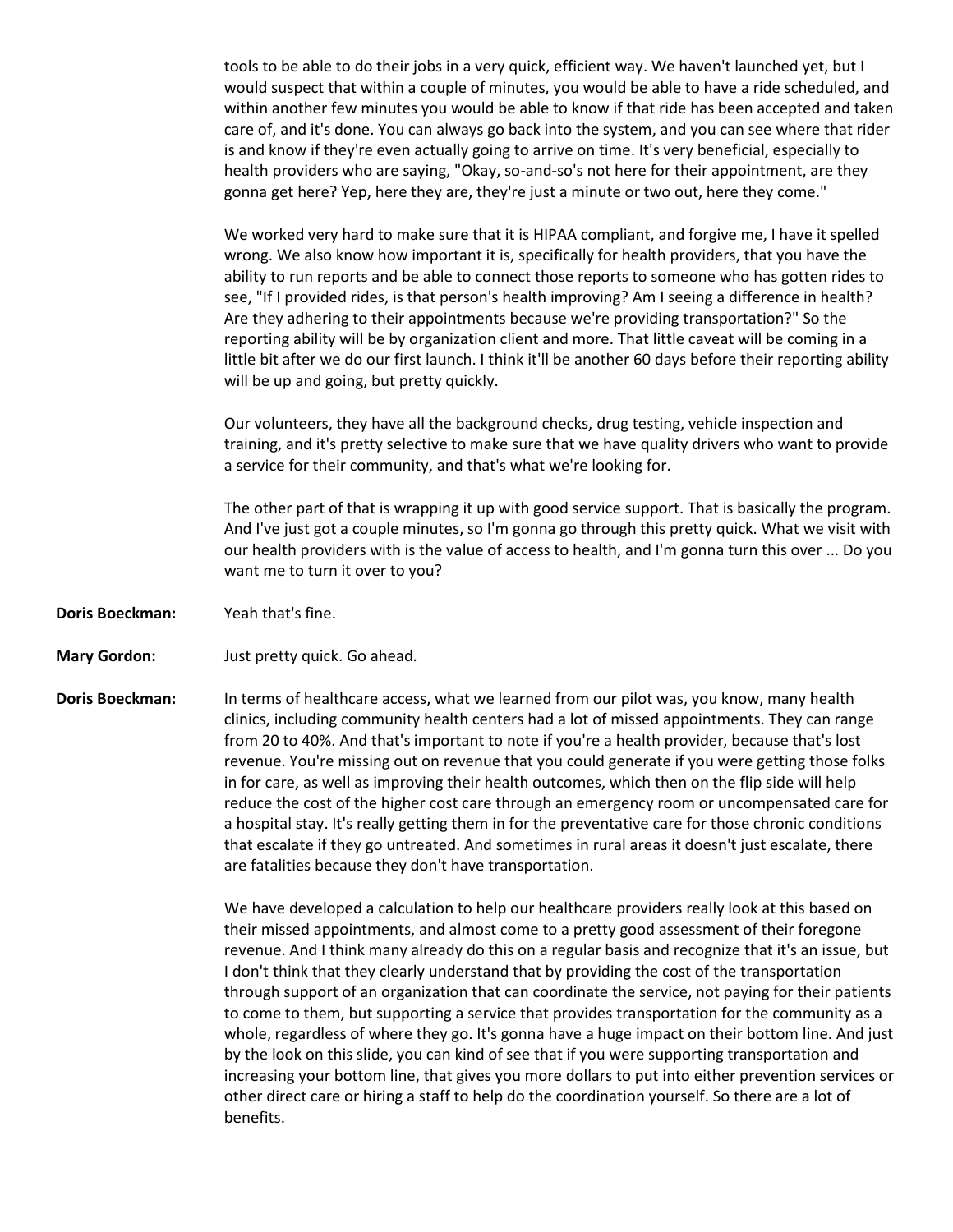tools to be able to do their jobs in a very quick, efficient way. We haven't launched yet, but I would suspect that within a couple of minutes, you would be able to have a ride scheduled, and within another few minutes you would be able to know if that ride has been accepted and taken care of, and it's done. You can always go back into the system, and you can see where that rider is and know if they're even actually going to arrive on time. It's very beneficial, especially to health providers who are saying, "Okay, so-and-so's not here for their appointment, are they gonna get here? Yep, here they are, they're just a minute or two out, here they come."

We worked very hard to make sure that it is HIPAA compliant, and forgive me, I have it spelled wrong. We also know how important it is, specifically for health providers, that you have the ability to run reports and be able to connect those reports to someone who has gotten rides to see, "If I provided rides, is that person's health improving? Am I seeing a difference in health? Are they adhering to their appointments because we're providing transportation?" So the reporting ability will be by organization client and more. That little caveat will be coming in a little bit after we do our first launch. I think it'll be another 60 days before their reporting ability will be up and going, but pretty quickly.

Our volunteers, they have all the background checks, drug testing, vehicle inspection and training, and it's pretty selective to make sure that we have quality drivers who want to provide a service for their community, and that's what we're looking for.

The other part of that is wrapping it up with good service support. That is basically the program. And I've just got a couple minutes, so I'm gonna go through this pretty quick. What we visit with our health providers with is the value of access to health, and I'm gonna turn this over ... Do you want me to turn it over to you?

**Doris Boeckman:** Yeah that's fine.

**Mary Gordon:** Just pretty quick. Go ahead.

**Doris Boeckman:** In terms of healthcare access, what we learned from our pilot was, you know, many health clinics, including community health centers had a lot of missed appointments. They can range from 20 to 40%. And that's important to note if you're a health provider, because that's lost revenue. You're missing out on revenue that you could generate if you were getting those folks in for care, as well as improving their health outcomes, which then on the flip side will help reduce the cost of the higher cost care through an emergency room or uncompensated care for a hospital stay. It's really getting them in for the preventative care for those chronic conditions that escalate if they go untreated. And sometimes in rural areas it doesn't just escalate, there are fatalities because they don't have transportation.

We have developed a calculation to help our healthcare providers really look at this based on their missed appointments, and almost come to a pretty good assessment of their foregone revenue. And I think many already do this on a regular basis and recognize that it's an issue, but I don't think that they clearly understand that by providing the cost of the transportation through support of an organization that can coordinate the service, not paying for their patients to come to them, but supporting a service that provides transportation for the community as a whole, regardless of where they go. It's gonna have a huge impact on their bottom line. And just by the look on this slide, you can kind of see that if you were supporting transportation and increasing your bottom line, that gives you more dollars to put into either prevention services or other direct care or hiring a staff to help do the coordination yourself. So there are a lot of benefits.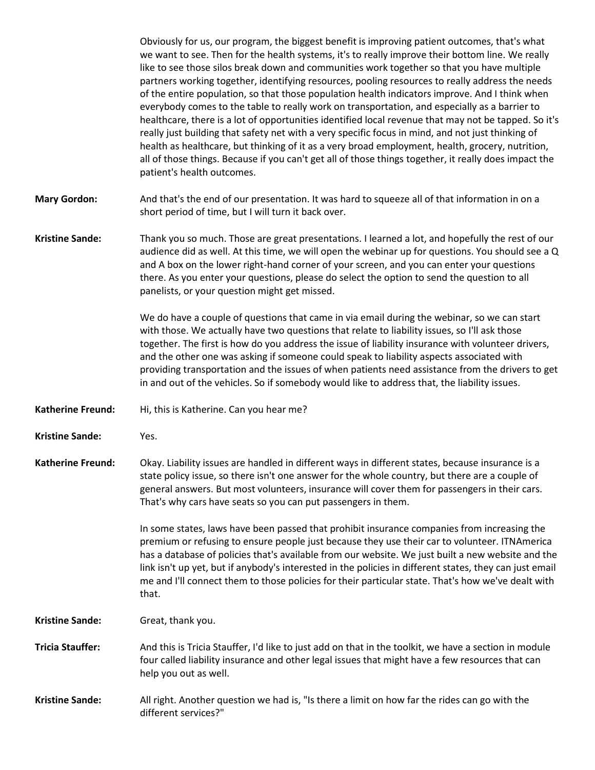Obviously for us, our program, the biggest benefit is improving patient outcomes, that's what we want to see. Then for the health systems, it's to really improve their bottom line. We really like to see those silos break down and communities work together so that you have multiple partners working together, identifying resources, pooling resources to really address the needs of the entire population, so that those population health indicators improve. And I think when everybody comes to the table to really work on transportation, and especially as a barrier to healthcare, there is a lot of opportunities identified local revenue that may not be tapped. So it's really just building that safety net with a very specific focus in mind, and not just thinking of health as healthcare, but thinking of it as a very broad employment, health, grocery, nutrition, all of those things. Because if you can't get all of those things together, it really does impact the patient's health outcomes.

**Mary Gordon:** And that's the end of our presentation. It was hard to squeeze all of that information in on a short period of time, but I will turn it back over.

**Kristine Sande:** Thank you so much. Those are great presentations. I learned a lot, and hopefully the rest of our audience did as well. At this time, we will open the webinar up for questions. You should see a Q and A box on the lower right-hand corner of your screen, and you can enter your questions there. As you enter your questions, please do select the option to send the question to all panelists, or your question might get missed.

We do have a couple of questions that came in via email during the webinar, so we can start with those. We actually have two questions that relate to liability issues, so I'll ask those together. The first is how do you address the issue of liability insurance with volunteer drivers, and the other one was asking if someone could speak to liability aspects associated with providing transportation and the issues of when patients need assistance from the drivers to get in and out of the vehicles. So if somebody would like to address that, the liability issues.

**Katherine Freund:** Hi, this is Katherine. Can you hear me?

**Kristine Sande:** Yes.

**Katherine Freund:** Okay. Liability issues are handled in different ways in different states, because insurance is a state policy issue, so there isn't one answer for the whole country, but there are a couple of general answers. But most volunteers, insurance will cover them for passengers in their cars. That's why cars have seats so you can put passengers in them.

In some states, laws have been passed that prohibit insurance companies from increasing the premium or refusing to ensure people just because they use their car to volunteer. ITNAmerica has a database of policies that's available from our website. We just built a new website and the link isn't up yet, but if anybody's interested in the policies in different states, they can just email me and I'll connect them to those policies for their particular state. That's how we've dealt with that.

**Kristine Sande:** Great, thank you.

**Tricia Stauffer:** And this is Tricia Stauffer, I'd like to just add on that in the toolkit, we have a section in module four called liability insurance and other legal issues that might have a few resources that can help you out as well.

**Kristine Sande:** All right. Another question we had is, "Is there a limit on how far the rides can go with the different services?"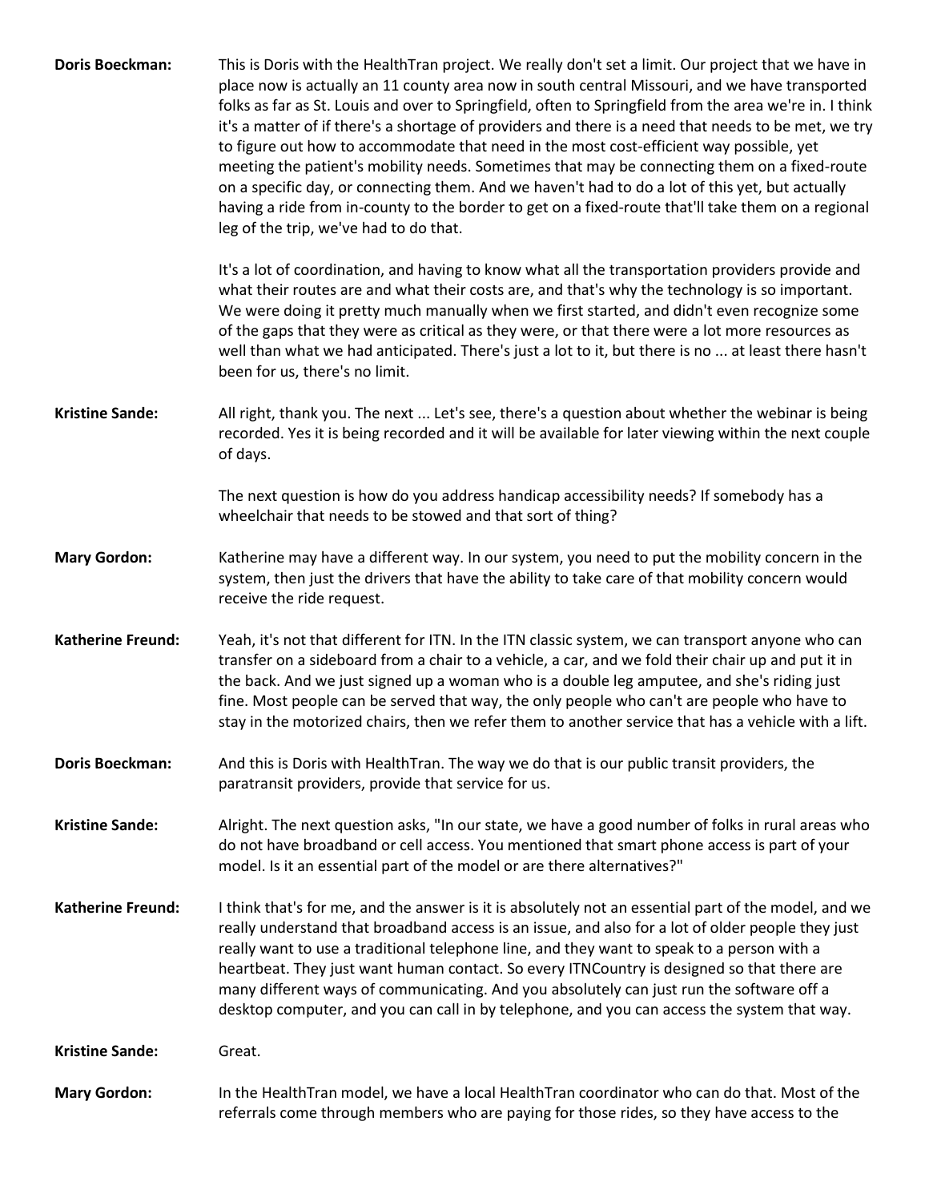**Doris Boeckman:** This is Doris with the HealthTran project. We really don't set a limit. Our project that we have in place now is actually an 11 county area now in south central Missouri, and we have transported folks as far as St. Louis and over to Springfield, often to Springfield from the area we're in. I think it's a matter of if there's a shortage of providers and there is a need that needs to be met, we try to figure out how to accommodate that need in the most cost-efficient way possible, yet meeting the patient's mobility needs. Sometimes that may be connecting them on a fixed-route on a specific day, or connecting them. And we haven't had to do a lot of this yet, but actually having a ride from in-county to the border to get on a fixed-route that'll take them on a regional leg of the trip, we've had to do that.

It's a lot of coordination, and having to know what all the transportation providers provide and what their routes are and what their costs are, and that's why the technology is so important. We were doing it pretty much manually when we first started, and didn't even recognize some of the gaps that they were as critical as they were, or that there were a lot more resources as well than what we had anticipated. There's just a lot to it, but there is no ... at least there hasn't been for us, there's no limit.

**Kristine Sande:** All right, thank you. The next ... Let's see, there's a question about whether the webinar is being recorded. Yes it is being recorded and it will be available for later viewing within the next couple of days.

The next question is how do you address handicap accessibility needs? If somebody has a wheelchair that needs to be stowed and that sort of thing?

**Mary Gordon:** Katherine may have a different way. In our system, you need to put the mobility concern in the system, then just the drivers that have the ability to take care of that mobility concern would receive the ride request.

**Katherine Freund:** Yeah, it's not that different for ITN. In the ITN classic system, we can transport anyone who can transfer on a sideboard from a chair to a vehicle, a car, and we fold their chair up and put it in the back. And we just signed up a woman who is a double leg amputee, and she's riding just fine. Most people can be served that way, the only people who can't are people who have to stay in the motorized chairs, then we refer them to another service that has a vehicle with a lift.

**Doris Boeckman:** And this is Doris with HealthTran. The way we do that is our public transit providers, the paratransit providers, provide that service for us.

**Kristine Sande:** Alright. The next question asks, "In our state, we have a good number of folks in rural areas who do not have broadband or cell access. You mentioned that smart phone access is part of your model. Is it an essential part of the model or are there alternatives?"

**Katherine Freund:** I think that's for me, and the answer is it is absolutely not an essential part of the model, and we really understand that broadband access is an issue, and also for a lot of older people they just really want to use a traditional telephone line, and they want to speak to a person with a heartbeat. They just want human contact. So every ITNCountry is designed so that there are many different ways of communicating. And you absolutely can just run the software off a desktop computer, and you can call in by telephone, and you can access the system that way.

**Kristine Sande:** Great.

**Mary Gordon:** In the HealthTran model, we have a local HealthTran coordinator who can do that. Most of the referrals come through members who are paying for those rides, so they have access to the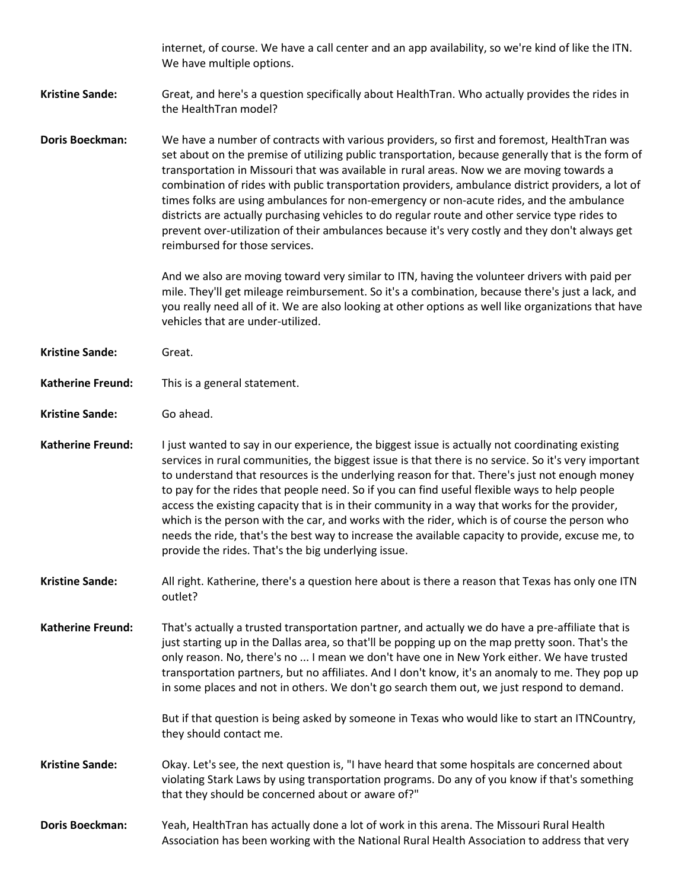internet, of course. We have a call center and an app availability, so we're kind of like the ITN. We have multiple options.

**Kristine Sande:** Great, and here's a question specifically about HealthTran. Who actually provides the rides in the HealthTran model?

**Doris Boeckman:** We have a number of contracts with various providers, so first and foremost, HealthTran was set about on the premise of utilizing public transportation, because generally that is the form of transportation in Missouri that was available in rural areas. Now we are moving towards a combination of rides with public transportation providers, ambulance district providers, a lot of times folks are using ambulances for non-emergency or non-acute rides, and the ambulance districts are actually purchasing vehicles to do regular route and other service type rides to prevent over-utilization of their ambulances because it's very costly and they don't always get reimbursed for those services.

And we also are moving toward very similar to ITN, having the volunteer drivers with paid per mile. They'll get mileage reimbursement. So it's a combination, because there's just a lack, and you really need all of it. We are also looking at other options as well like organizations that have vehicles that are under-utilized.

**Kristine Sande:** Great.

**Katherine Freund:** This is a general statement.

**Kristine Sande:** Go ahead.

**Katherine Freund:** I just wanted to say in our experience, the biggest issue is actually not coordinating existing services in rural communities, the biggest issue is that there is no service. So it's very important to understand that resources is the underlying reason for that. There's just not enough money to pay for the rides that people need. So if you can find useful flexible ways to help people access the existing capacity that is in their community in a way that works for the provider, which is the person with the car, and works with the rider, which is of course the person who needs the ride, that's the best way to increase the available capacity to provide, excuse me, to provide the rides. That's the big underlying issue.

**Kristine Sande:** All right. Katherine, there's a question here about is there a reason that Texas has only one ITN outlet?

**Katherine Freund:** That's actually a trusted transportation partner, and actually we do have a pre-affiliate that is just starting up in the Dallas area, so that'll be popping up on the map pretty soon. That's the only reason. No, there's no ... I mean we don't have one in New York either. We have trusted transportation partners, but no affiliates. And I don't know, it's an anomaly to me. They pop up in some places and not in others. We don't go search them out, we just respond to demand.

But if that question is being asked by someone in Texas who would like to start an ITNCountry, they should contact me.

**Kristine Sande:** Okay. Let's see, the next question is, "I have heard that some hospitals are concerned about violating Stark Laws by using transportation programs. Do any of you know if that's something that they should be concerned about or aware of?"

**Doris Boeckman:** Yeah, HealthTran has actually done a lot of work in this arena. The Missouri Rural Health Association has been working with the National Rural Health Association to address that very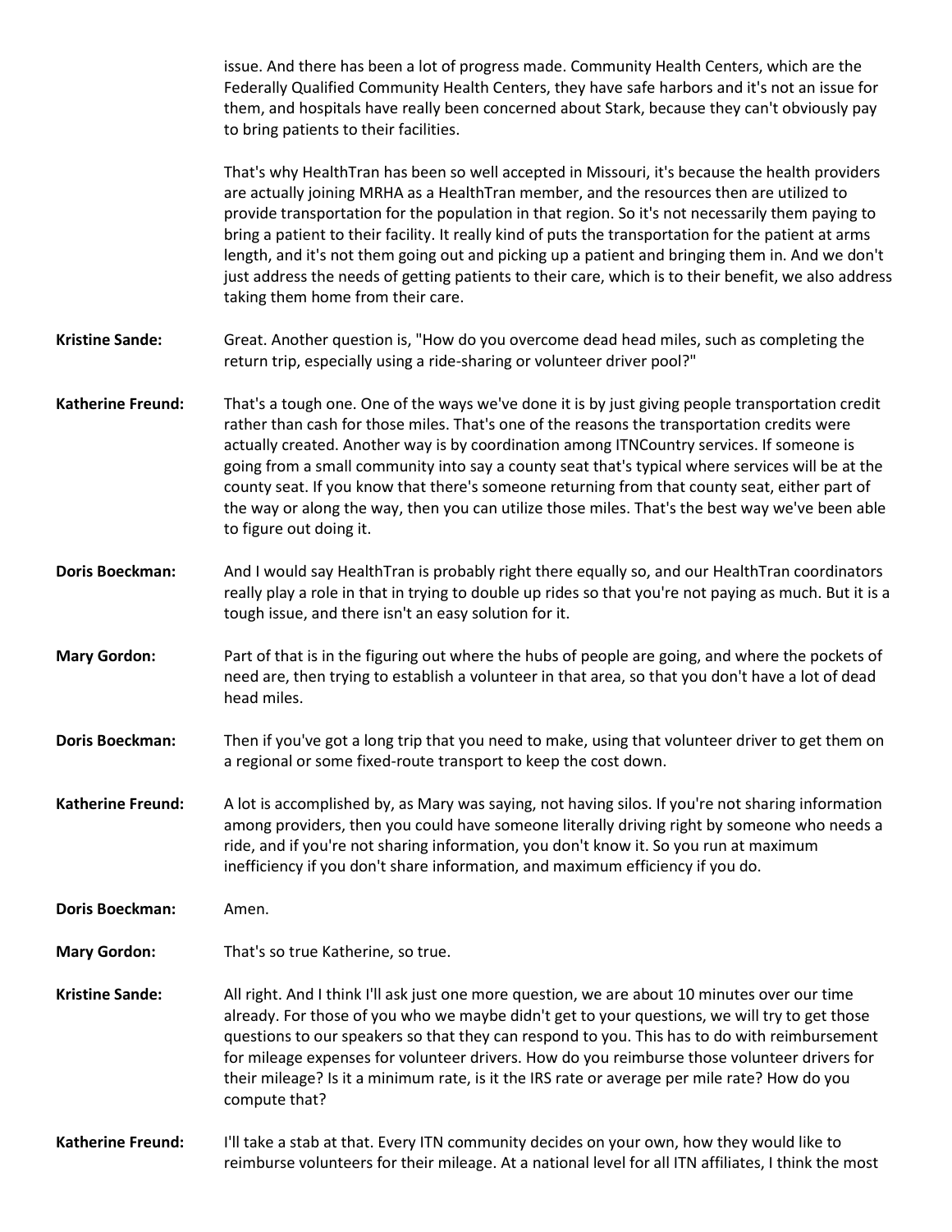issue. And there has been a lot of progress made. Community Health Centers, which are the Federally Qualified Community Health Centers, they have safe harbors and it's not an issue for them, and hospitals have really been concerned about Stark, because they can't obviously pay to bring patients to their facilities.

That's why HealthTran has been so well accepted in Missouri, it's because the health providers are actually joining MRHA as a HealthTran member, and the resources then are utilized to provide transportation for the population in that region. So it's not necessarily them paying to bring a patient to their facility. It really kind of puts the transportation for the patient at arms length, and it's not them going out and picking up a patient and bringing them in. And we don't just address the needs of getting patients to their care, which is to their benefit, we also address taking them home from their care.

**Kristine Sande:** Great. Another question is, "How do you overcome dead head miles, such as completing the return trip, especially using a ride-sharing or volunteer driver pool?"

**Katherine Freund:** That's a tough one. One of the ways we've done it is by just giving people transportation credit rather than cash for those miles. That's one of the reasons the transportation credits were actually created. Another way is by coordination among ITNCountry services. If someone is going from a small community into say a county seat that's typical where services will be at the county seat. If you know that there's someone returning from that county seat, either part of the way or along the way, then you can utilize those miles. That's the best way we've been able to figure out doing it.

**Doris Boeckman:** And I would say HealthTran is probably right there equally so, and our HealthTran coordinators really play a role in that in trying to double up rides so that you're not paying as much. But it is a tough issue, and there isn't an easy solution for it.

**Mary Gordon:** Part of that is in the figuring out where the hubs of people are going, and where the pockets of need are, then trying to establish a volunteer in that area, so that you don't have a lot of dead head miles.

**Doris Boeckman:** Then if you've got a long trip that you need to make, using that volunteer driver to get them on a regional or some fixed-route transport to keep the cost down.

**Katherine Freund:** A lot is accomplished by, as Mary was saying, not having silos. If you're not sharing information among providers, then you could have someone literally driving right by someone who needs a ride, and if you're not sharing information, you don't know it. So you run at maximum inefficiency if you don't share information, and maximum efficiency if you do.

**Doris Boeckman:** Amen.

**Mary Gordon:** That's so true Katherine, so true.

**Kristine Sande:** All right. And I think I'll ask just one more question, we are about 10 minutes over our time already. For those of you who we maybe didn't get to your questions, we will try to get those questions to our speakers so that they can respond to you. This has to do with reimbursement for mileage expenses for volunteer drivers. How do you reimburse those volunteer drivers for their mileage? Is it a minimum rate, is it the IRS rate or average per mile rate? How do you compute that?

**Katherine Freund:** I'll take a stab at that. Every ITN community decides on your own, how they would like to reimburse volunteers for their mileage. At a national level for all ITN affiliates, I think the most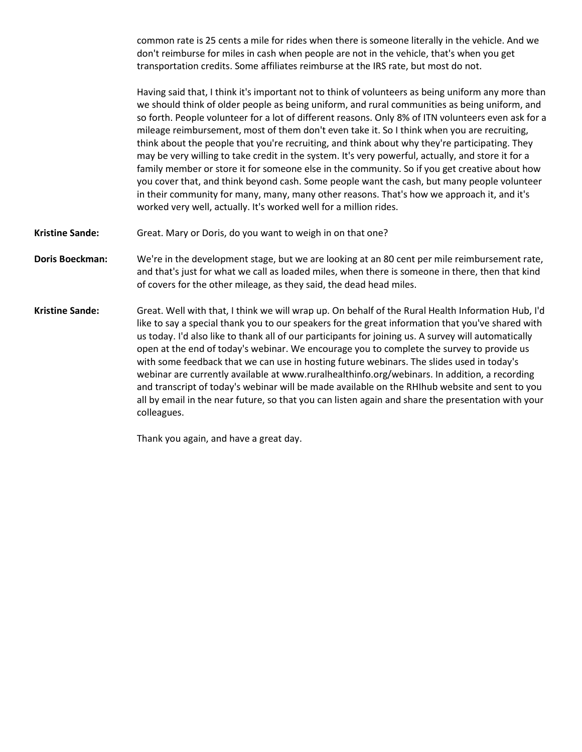common rate is 25 cents a mile for rides when there is someone literally in the vehicle. And we don't reimburse for miles in cash when people are not in the vehicle, that's when you get transportation credits. Some affiliates reimburse at the IRS rate, but most do not.

Having said that, I think it's important not to think of volunteers as being uniform any more than we should think of older people as being uniform, and rural communities as being uniform, and so forth. People volunteer for a lot of different reasons. Only 8% of ITN volunteers even ask for a mileage reimbursement, most of them don't even take it. So I think when you are recruiting, think about the people that you're recruiting, and think about why they're participating. They may be very willing to take credit in the system. It's very powerful, actually, and store it for a family member or store it for someone else in the community. So if you get creative about how you cover that, and think beyond cash. Some people want the cash, but many people volunteer in their community for many, many, many other reasons. That's how we approach it, and it's worked very well, actually. It's worked well for a million rides.

**Kristine Sande:** Great. Mary or Doris, do you want to weigh in on that one?

**Doris Boeckman:** We're in the development stage, but we are looking at an 80 cent per mile reimbursement rate, and that's just for what we call as loaded miles, when there is someone in there, then that kind of covers for the other mileage, as they said, the dead head miles.

**Kristine Sande:** Great. Well with that, I think we will wrap up. On behalf of the Rural Health Information Hub, I'd like to say a special thank you to our speakers for the great information that you've shared with us today. I'd also like to thank all of our participants for joining us. A survey will automatically open at the end of today's webinar. We encourage you to complete the survey to provide us with some feedback that we can use in hosting future webinars. The slides used in today's webinar are currently available at www.ruralhealthinfo.org/webinars. In addition, a recording and transcript of today's webinar will be made available on the RHIhub website and sent to you all by email in the near future, so that you can listen again and share the presentation with your colleagues.

Thank you again, and have a great day.